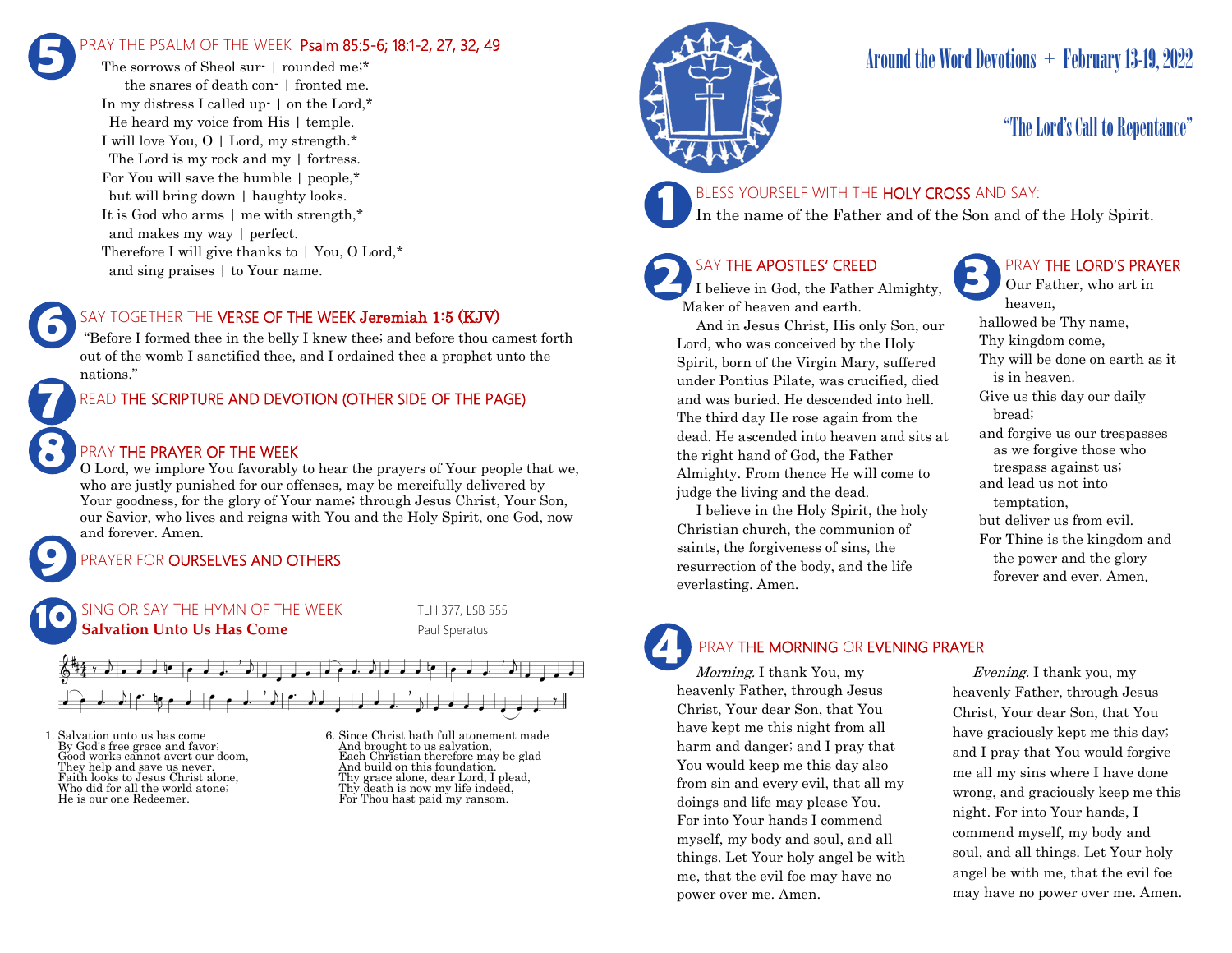# Around the Word Devotions + February 13-19, 2022

## "The Lord's Call to Repentance"

### 1 BLESS YOURSELF WITH THE HOLY CROSS AND SAY:

In the name of the Father and of the Son and of the Holy Spirit.

### 2 SAY THE APOSTLES' CREED

I believe in God, the Father Almighty, Maker of heaven and earth.

And in Jesus Christ, His only Son, our Lord, who was conceived by the Holy Spirit, born of the Virgin Mary, suffered under Pontius Pilate, was crucified, died and was buried. He descended into hell. The third day He rose again from the dead. He ascended into heaven and sits at the right hand of God, the Father Almighty. From thence He will come to judge the living and the dead.

I believe in the Holy Spirit, the holy Christian church, the communion of saints, the forgiveness of sins, the resurrection of the body, and the life everlasting. Amen.

### 3 PRAY THE LORD'S PRAYER

Our Father, who art in heaven,
hallowed be Thy name,
Thy kingdom come,
Thy will be done on earth as it is in heaven.
Give us this day our daily bread;
and forgive us our trespasses as we forgive those who trespass against us;
and lead us not into temptation,
but deliver us from evil.
For Thine is the kingdom and the power and the glory forever and ever. Amen.

### 4 PRAY THE MORNING OR EVENING PRAYER

*Morning.* I thank You, my heavenly Father, through Jesus Christ, Your dear Son, that You have kept me this night from all harm and danger; and I pray that You would keep me this day also from sin and every evil, that all my doings and life may please You. For into Your hands I commend myself, my body and soul, and all things. Let Your holy angel be with me, that the evil foe may have no power over me. Amen.

*Evening.* I thank you, my heavenly Father, through Jesus Christ, Your dear Son, that You have graciously kept me this day; and I pray that You would forgive me all my sins where I have done wrong, and graciously keep me this night. For into Your hands, I commend myself, my body and soul, and all things. Let Your holy angel be with me, that the evil foe may have no power over me. Amen.

### 5 PRAY THE PSALM OF THE WEEK Psalm 85:5-6; 18:1-2, 27, 32, 49

The sorrows of Sheol sur- | rounded me;*
the snares of death con- | fronted me.
In my distress I called up- | on the Lord,*
He heard my voice from His | temple.
I will love You, O | Lord, my strength.*
The Lord is my rock and my | fortress.
For You will save the humble | people,*
but will bring down | haughty looks.
It is God who arms | me with strength,*
and makes my way | perfect.
Therefore I will give thanks to | You, O Lord,*
and sing praises | to Your name.

### 6 SAY TOGETHER THE VERSE OF THE WEEK **Jeremiah 1:5 (KJV)**

"Before I formed thee in the belly I knew thee; and before thou camest forth out of the womb I sanctified thee, and I ordained thee a prophet unto the nations."

### 7 READ THE SCRIPTURE AND DEVOTION (OTHER SIDE OF THE PAGE)

### 8 PRAY THE PRAYER OF THE WEEK

O Lord, we implore You favorably to hear the prayers of Your people that we, who are justly punished for our offenses, may be mercifully delivered by Your goodness, for the glory of Your name; through Jesus Christ, Your Son, our Savior, who lives and reigns with You and the Holy Spirit, one God, now and forever. Amen.

### 9 PRAYER FOR OURSELVES AND OTHERS

### 10 SING OR SAY THE HYMN OF THE WEEK

**Salvation Unto Us Has Come** — TLH 377, LSB 555 — Paul Speratus

1. Salvation unto us has come
By God's free grace and favor;
Good works cannot avert our doom,
They help and save us never.
Faith looks to Jesus Christ alone,
Who did for all the world atone;
He is our one Redeemer.

6. Since Christ hath full atonement made
And brought to us salvation,
Each Christian therefore may be glad
And build on this foundation.
Thy grace alone, dear Lord, I plead,
Thy death is now my life indeed,
For Thou hast paid my ransom.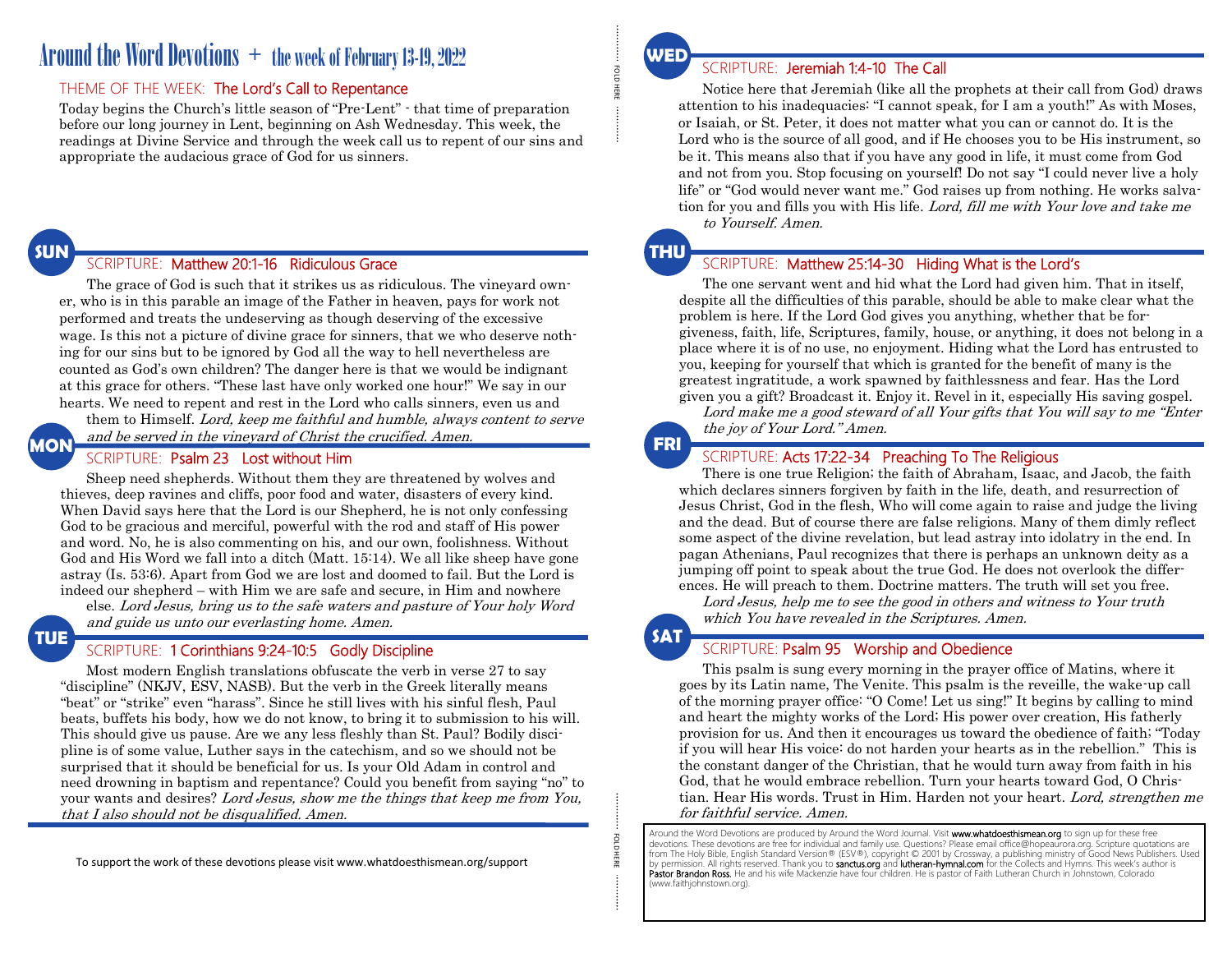# Around the Word Devotions + the week of February 13-19, 2022

THEME OF THE WEEK: The Lord's Call to Repentance

Today begins the Church's little season of "Pre-Lent" - that time of preparation before our long journey in Lent, beginning on Ash Wednesday. This week, the readings at Divine Service and through the week call us to repent of our sins and appropriate the audacious grace of God for us sinners.

## SUN

SCRIPTURE: Matthew 20:1-16 Ridiculous Grace

The grace of God is such that it strikes us as ridiculous. The vineyard owner, who is in this parable an image of the Father in heaven, pays for work not performed and treats the undeserving as though deserving of the excessive wage. Is this not a picture of divine grace for sinners, that we who deserve nothing for our sins but to be ignored by God all the way to hell nevertheless are counted as God's own children? The danger here is that we would be indignant at this grace for others. "These last have only worked one hour!" We say in our hearts. We need to repent and rest in the Lord who calls sinners, even us and them to Himself. *Lord, keep me faithful and humble, always content to serve and be served in the vineyard of Christ the crucified. Amen.*

## MON

SCRIPTURE: Psalm 23 Lost without Him

Sheep need shepherds. Without them they are threatened by wolves and thieves, deep ravines and cliffs, poor food and water, disasters of every kind. When David says here that the Lord is our Shepherd, he is not only confessing God to be gracious and merciful, powerful with the rod and staff of His power and word. No, he is also commenting on his, and our own, foolishness. Without God and His Word we fall into a ditch (Matt. 15:14). We all like sheep have gone astray (Is. 53:6). Apart from God we are lost and doomed to fail. But the Lord is indeed our shepherd – with Him we are safe and secure, in Him and nowhere else. *Lord Jesus, bring us to the safe waters and pasture of Your holy Word and guide us unto our everlasting home. Amen.*

## TUE

SCRIPTURE: 1 Corinthians 9:24-10:5 Godly Discipline

Most modern English translations obfuscate the verb in verse 27 to say "discipline" (NKJV, ESV, NASB). But the verb in the Greek literally means "beat" or "strike" even "harass". Since he still lives with his sinful flesh, Paul beats, buffets his body, how we do not know, to bring it to submission to his will. This should give us pause. Are we any less fleshly than St. Paul? Bodily discipline is of some value, Luther says in the catechism, and so we should not be surprised that it should be beneficial for us. Is your Old Adam in control and need drowning in baptism and repentance? Could you benefit from saying "no" to your wants and desires? *Lord Jesus, show me the things that keep me from You, that I also should not be disqualified. Amen.*

To support the work of these devotions please visit www.whatdoesthismean.org/support

## WED

SCRIPTURE: Jeremiah 1:4-10 The Call

Notice here that Jeremiah (like all the prophets at their call from God) draws attention to his inadequacies: "I cannot speak, for I am a youth!" As with Moses, or Isaiah, or St. Peter, it does not matter what you can or cannot do. It is the Lord who is the source of all good, and if He chooses you to be His instrument, so be it. This means also that if you have any good in life, it must come from God and not from you. Stop focusing on yourself! Do not say "I could never live a holy life" or "God would never want me." God raises up from nothing. He works salvation for you and fills you with His life. *Lord, fill me with Your love and take me to Yourself. Amen.*

## THU

SCRIPTURE: Matthew 25:14-30 Hiding What is the Lord's

The one servant went and hid what the Lord had given him. That in itself, despite all the difficulties of this parable, should be able to make clear what the problem is here. If the Lord God gives you anything, whether that be forgiveness, faith, life, Scriptures, family, house, or anything, it does not belong in a place where it is of no use, no enjoyment. Hiding what the Lord has entrusted to you, keeping for yourself that which is granted for the benefit of many is the greatest ingratitude, a work spawned by faithlessness and fear. Has the Lord given you a gift? Broadcast it. Enjoy it. Revel in it, especially His saving gospel. *Lord make me a good steward of all Your gifts that You will say to me "Enter the joy of Your Lord." Amen.*

## FRI

SCRIPTURE: Acts 17:22-34 Preaching To The Religious

There is one true Religion; the faith of Abraham, Isaac, and Jacob, the faith which declares sinners forgiven by faith in the life, death, and resurrection of Jesus Christ, God in the flesh, Who will come again to raise and judge the living and the dead. But of course there are false religions. Many of them dimly reflect some aspect of the divine revelation, but lead astray into idolatry in the end. In pagan Athenians, Paul recognizes that there is perhaps an unknown deity as a jumping off point to speak about the true God. He does not overlook the differences. He will preach to them. Doctrine matters. The truth will set you free. *Lord Jesus, help me to see the good in others and witness to Your truth which You have revealed in the Scriptures. Amen.*

## SAT

SCRIPTURE: Psalm 95 Worship and Obedience

This psalm is sung every morning in the prayer office of Matins, where it goes by its Latin name, The Venite. This psalm is the reveille, the wake-up call of the morning prayer office: "O Come! Let us sing!" It begins by calling to mind and heart the mighty works of the Lord; His power over creation, His fatherly provision for us. And then it encourages us toward the obedience of faith; "Today if you will hear His voice: do not harden your hearts as in the rebellion." This is the constant danger of the Christian, that he would turn away from faith in his God, that he would embrace rebellion. Turn your hearts toward God, O Christian. Hear His words. Trust in Him. Harden not your heart. *Lord, strengthen me for faithful service. Amen.*

Around the Word Devotions are produced by Around the Word Journal. Visit **www.whatdoesthismean.org** to sign up for these free devotions. These devotions are free for individual and family use. Questions? Please email office@hopeaurora.org. Scripture quotations are from The Holy Bible, English Standard Version® (ESV®), copyright © 2001 by Crossway, a publishing ministry of Good News Publishers. Used by permission. All rights reserved. Thank you to **sanctus.org** and **lutheran-hymnal.com** for the Collects and Hymns. This week's author is **Pastor Brandon Ross.** He and his wife Mackenzie have four children. He is pastor of Faith Lutheran Church in Johnstown, Colorado (www.faithjohnstown.org).